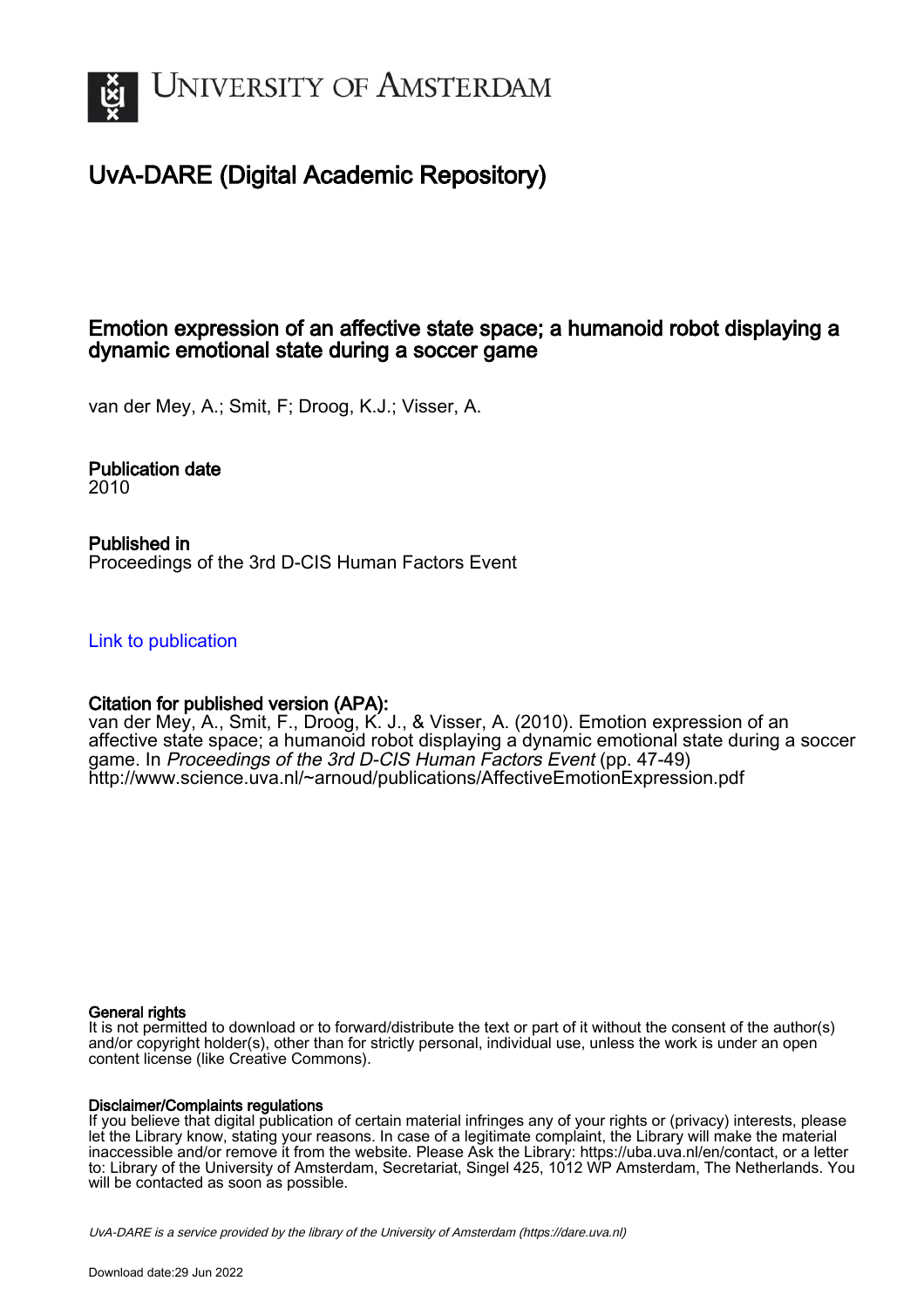UNIVERSITY OF AMSTERDAM

# UvA-DARE (Digital Academic Repository)

## Emotion expression of an affective state space; a humanoid robot displaying a dynamic emotional state during a soccer game

van der Mey, A.; Smit, F; Droog, K.J.; Visser, A.

### Publication date
2010

### Published in
Proceedings of the 3rd D-CIS Human Factors Event

Link to publication

### Citation for published version (APA):
van der Mey, A., Smit, F., Droog, K. J., & Visser, A. (2010). Emotion expression of an affective state space; a humanoid robot displaying a dynamic emotional state during a soccer game. In *Proceedings of the 3rd D-CIS Human Factors Event* (pp. 47-49) http://www.science.uva.nl/~arnoud/publications/AffectiveEmotionExpression.pdf

#### General rights
It is not permitted to download or to forward/distribute the text or part of it without the consent of the author(s) and/or copyright holder(s), other than for strictly personal, individual use, unless the work is under an open content license (like Creative Commons).

#### Disclaimer/Complaints regulations
If you believe that digital publication of certain material infringes any of your rights or (privacy) interests, please let the Library know, stating your reasons. In case of a legitimate complaint, the Library will make the material inaccessible and/or remove it from the website. Please Ask the Library: https://uba.uva.nl/en/contact, or a letter to: Library of the University of Amsterdam, Secretariat, Singel 425, 1012 WP Amsterdam, The Netherlands. You will be contacted as soon as possible.

*UvA-DARE is a service provided by the library of the University of Amsterdam (https://dare.uva.nl)*

Download date:29 Jun 2022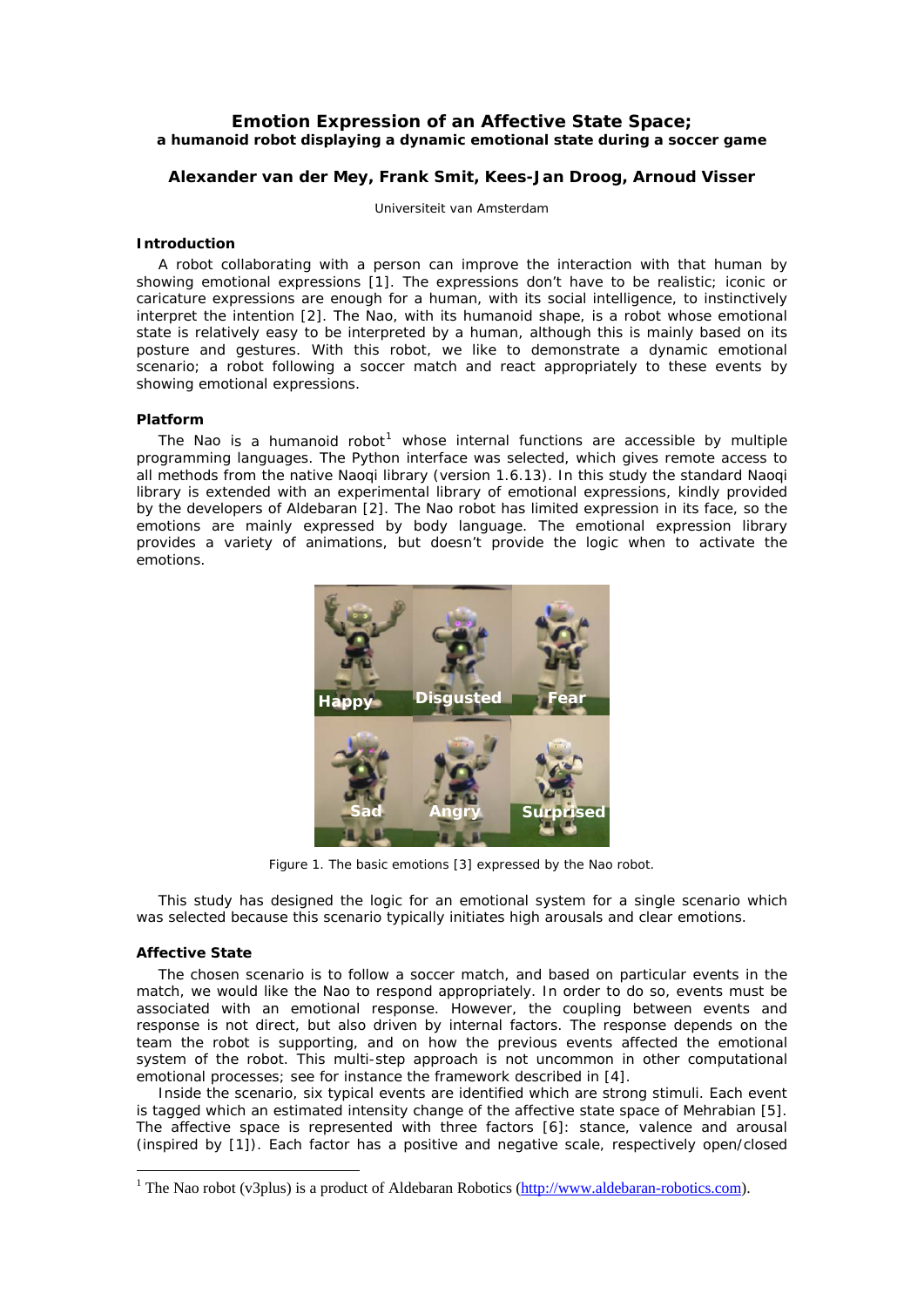## Emotion Expression of an Affective State Space;

### a humanoid robot displaying a dynamic emotional state during a soccer game

**Alexander van der Mey, Frank Smit, Kees-Jan Droog, Arnoud Visser**

Universiteit van Amsterdam

### Introduction

A robot collaborating with a person can improve the interaction with that human by showing emotional expressions [1]. The expressions don't have to be realistic; iconic or caricature expressions are enough for a human, with its social intelligence, to instinctively interpret the intention [2]. The Nao, with its humanoid shape, is a robot whose emotional state is relatively easy to be interpreted by a human, although this is mainly based on its posture and gestures. With this robot, we like to demonstrate a dynamic emotional scenario; a robot following a soccer match and react appropriately to these events by showing emotional expressions.

### Platform

The Nao is a humanoid robot[1] whose internal functions are accessible by multiple programming languages. The Python interface was selected, which gives remote access to all methods from the native Naoqi library (version 1.6.13). In this study the standard Naoqi library is extended with an experimental library of emotional expressions, kindly provided by the developers of Aldebaran [2]. The Nao robot has limited expression in its face, so the emotions are mainly expressed by body language. The emotional expression library provides a variety of animations, but doesn't provide the logic when to activate the emotions.

Happy Disgusted Fear Sad Angry Surprised

Figure 1. The basic emotions [3] expressed by the Nao robot.

This study has designed the logic for an emotional system for a single scenario which was selected because this scenario typically initiates high arousals and clear emotions.

### Affective State

The chosen scenario is to follow a soccer match, and based on particular events in the match, we would like the Nao to respond appropriately. In order to do so, events must be associated with an emotional response. However, the coupling between events and response is not direct, but also driven by internal factors. The response depends on the team the robot is supporting, and on how the previous events affected the emotional system of the robot. This multi-step approach is not uncommon in other computational emotional processes; see for instance the framework described in [4].

Inside the scenario, six typical events are identified which are strong stimuli. Each event is tagged which an estimated intensity change of the affective state space of Mehrabian [5]. The affective space is represented with three factors [6]: stance, valence and arousal (inspired by [1]). Each factor has a positive and negative scale, respectively open/closed

---

[1] The Nao robot (v3plus) is a product of Aldebaran Robotics (http://www.aldebaran-robotics.com).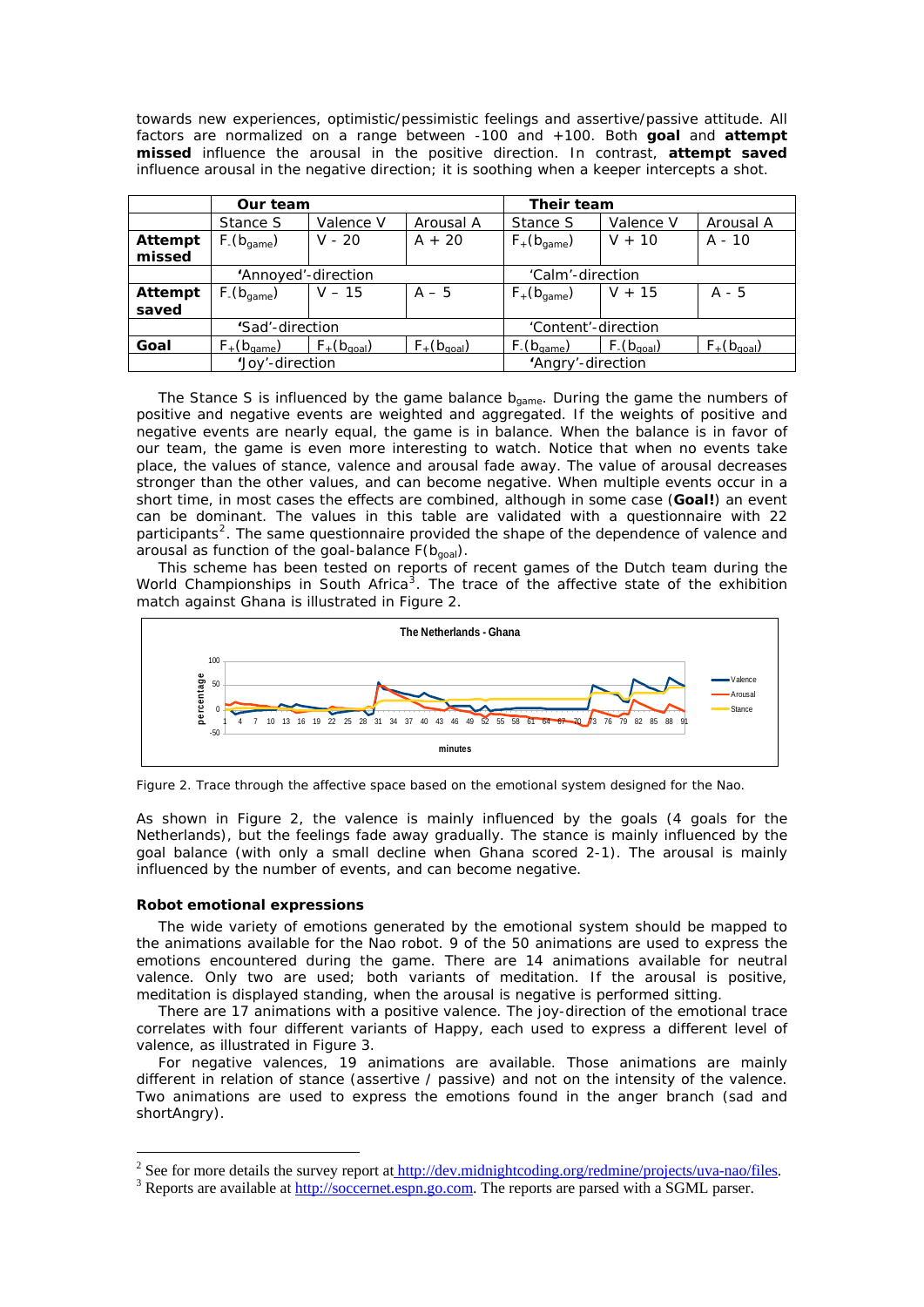towards new experiences, optimistic/pessimistic feelings and assertive/passive attitude. All factors are normalized on a range between -100 and +100. Both **goal** and **attempt missed** influence the arousal in the positive direction. In contrast, **attempt saved** influence arousal in the negative direction; it is soothing when a keeper intercepts a shot.

| | Our team | | | Their team | | |
|---|---|---|---|---|---|---|
| | Stance S | Valence V | Arousal A | Stance S | Valence V | Arousal A |
| **Attempt missed** | $F_{-}(b_{game})$ | V - 20 | A + 20 | $F_{+}(b_{game})$ | V + 10 | A - 10 |
| | 'Annoyed'-direction | | | 'Calm'-direction | | |
| **Attempt saved** | $F_{-}(b_{game})$ | V – 15 | A – 5 | $F_{+}(b_{game})$ | V + 15 | A - 5 |
| | 'Sad'-direction | | | 'Content'-direction | | |
| **Goal** | $F_{+}(b_{game})$ | $F_{+}(b_{goal})$ | $F_{+}(b_{goal})$ | $F_{-}(b_{game})$ | $F_{-}(b_{goal})$ | $F_{+}(b_{goal})$ |
| | 'Joy'-direction | | | 'Angry'-direction | | |

The Stance S is influenced by the game balance $b_{game}$. During the game the numbers of positive and negative events are weighted and aggregated. If the weights of positive and negative events are nearly equal, the game is in balance. When the balance is in favor of our team, the game is even more interesting to watch. Notice that when no events take place, the values of stance, valence and arousal fade away. The value of arousal decreases stronger than the other values, and can become negative. When multiple events occur in a short time, in most cases the effects are combined, although in some case (**Goal!**) an event can be dominant. The values in this table are validated with a questionnaire with 22 participants[2]. The same questionnaire provided the shape of the dependence of valence and arousal as function of the goal-balance $F(b_{goal})$.

This scheme has been tested on reports of recent games of the Dutch team during the World Championships in South Africa[3]. The trace of the affective state of the exhibition match against Ghana is illustrated in Figure 2.

Figure 2. Trace through the affective space based on the emotional system designed for the Nao.

As shown in Figure 2, the valence is mainly influenced by the goals (4 goals for the Netherlands), but the feelings fade away gradually. The stance is mainly influenced by the goal balance (with only a small decline when Ghana scored 2-1). The arousal is mainly influenced by the number of events, and can become negative.

### Robot emotional expressions

The wide variety of emotions generated by the emotional system should be mapped to the animations available for the Nao robot. 9 of the 50 animations are used to express the emotions encountered during the game. There are 14 animations available for neutral valence. Only two are used; both variants of meditation. If the arousal is positive, meditation is displayed standing, when the arousal is negative is performed sitting.

There are 17 animations with a positive valence. The joy-direction of the emotional trace correlates with four different variants of Happy, each used to express a different level of valence, as illustrated in Figure 3.

For negative valences, 19 animations are available. Those animations are mainly different in relation of stance (assertive / passive) and not on the intensity of the valence. Two animations are used to express the emotions found in the anger branch (sad and shortAngry).

[2] See for more details the survey report at http://dev.midnightcoding.org/redmine/projects/uva-nao/files.

[3] Reports are available at http://soccernet.espn.go.com. The reports are parsed with a SGML parser.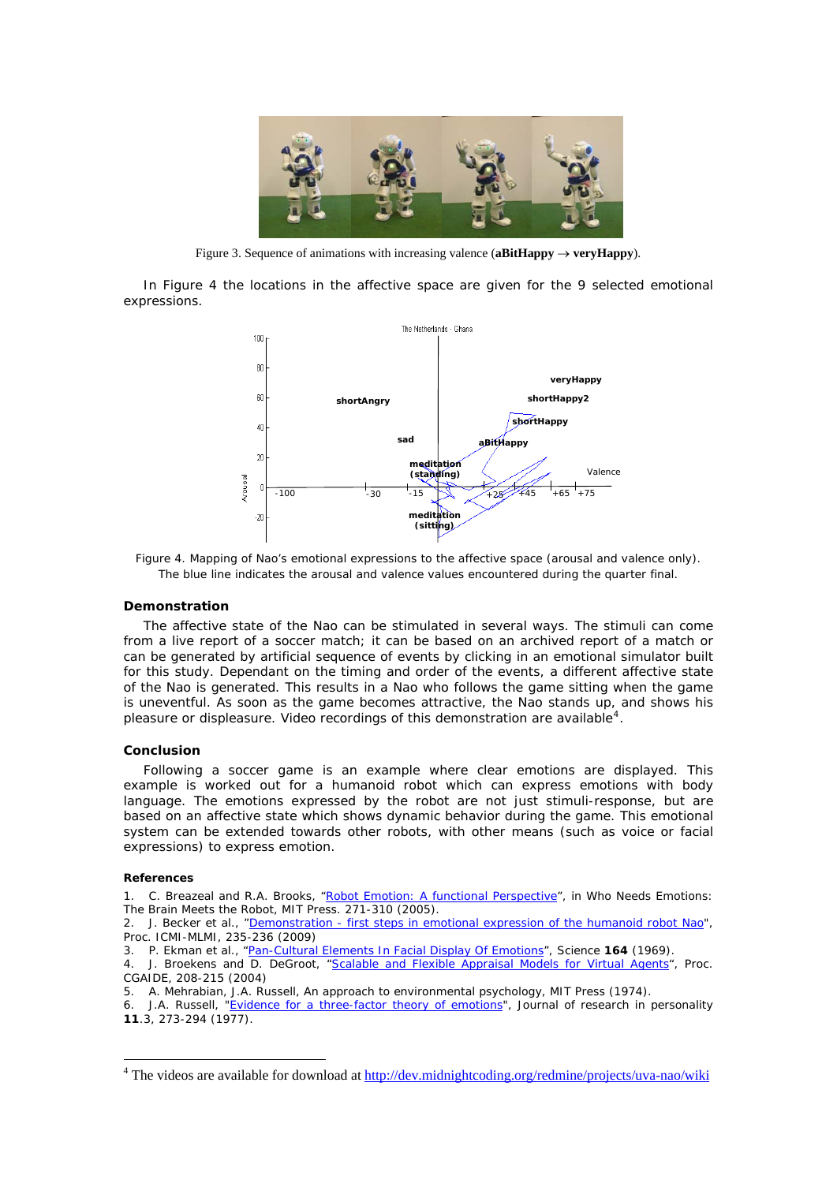Figure 3. Sequence of animations with increasing valence (**aBitHappy** → **veryHappy**).

In Figure 4 the locations in the affective space are given for the 9 selected emotional expressions.

The Netherlands - Ghana

100
80
60
40
20
0
-20
Arousal

-100
-30
-15
+25
+45
+65
+75
Valence

veryHappy
shortHappy2
shortAngry
shortHappy
sad
aBitHappy
meditation (standing)
meditation (sitting)

Figure 4. Mapping of Nao's emotional expressions to the affective space (arousal and valence only). The blue line indicates the arousal and valence values encountered during the quarter final.

### Demonstration

The affective state of the Nao can be stimulated in several ways. The stimuli can come from a live report of a soccer match; it can be based on an archived report of a match or can be generated by artificial sequence of events by clicking in an emotional simulator built for this study. Dependant on the timing and order of the events, a different affective state of the Nao is generated. This results in a Nao who follows the game sitting when the game is uneventful. As soon as the game becomes attractive, the Nao stands up, and shows his pleasure or displeasure. Video recordings of this demonstration are available[4].

### Conclusion

Following a soccer game is an example where clear emotions are displayed. This example is worked out for a humanoid robot which can express emotions with body language. The emotions expressed by the robot are not just stimuli-response, but are based on an affective state which shows dynamic behavior during the game. This emotional system can be extended towards other robots, with other means (such as voice or facial expressions) to express emotion.

### References

1. C. Breazeal and R.A. Brooks, "Robot Emotion: A functional Perspective", in Who Needs Emotions: The Brain Meets the Robot, MIT Press. 271-310 (2005).
2. J. Becker et al., "Demonstration - first steps in emotional expression of the humanoid robot Nao", Proc. ICMI-MLMI, 235-236 (2009)
3. P. Ekman et al., "Pan-Cultural Elements In Facial Display Of Emotions", Science **164** (1969).
4. J. Broekens and D. DeGroot, "Scalable and Flexible Appraisal Models for Virtual Agents", Proc. CGAIDE, 208-215 (2004)
5. A. Mehrabian, J.A. Russell, An approach to environmental psychology, MIT Press (1974).
6. J.A. Russell, "Evidence for a three-factor theory of emotions", Journal of research in personality **11**.3, 273-294 (1977).

[4] The videos are available for download at http://dev.midnightcoding.org/redmine/projects/uva-nao/wiki